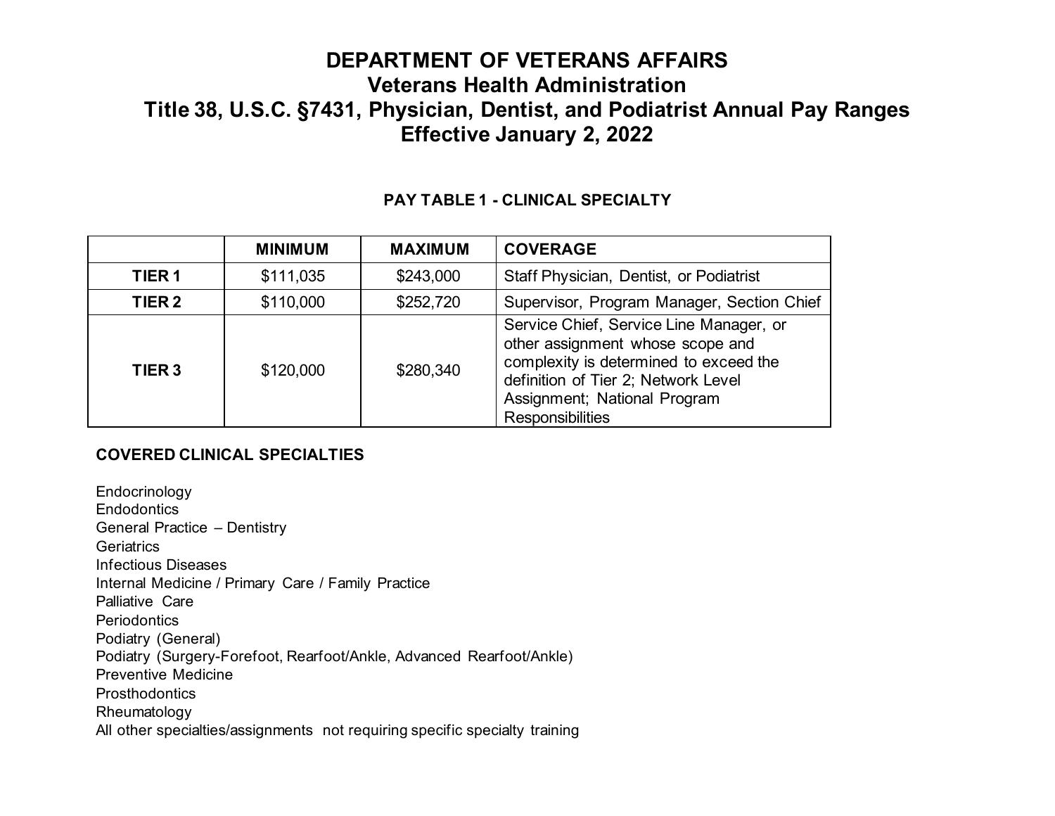# DEPARTMENT OF VETERANS AFFAIRS
## Veterans Health Administration
## Title 38, U.S.C. §7431, Physician, Dentist, and Podiatrist Annual Pay Ranges
## Effective January 2, 2022

### PAY TABLE 1 - CLINICAL SPECIALTY

| | MINIMUM | MAXIMUM | COVERAGE |
|---|---|---|---|
| **TIER 1** | $111,035 | $243,000 | Staff Physician, Dentist, or Podiatrist |
| **TIER 2** | $110,000 | $252,720 | Supervisor, Program Manager, Section Chief |
| **TIER 3** | $120,000 | $280,340 | Service Chief, Service Line Manager, or other assignment whose scope and complexity is determined to exceed the definition of Tier 2; Network Level Assignment; National Program Responsibilities |

**COVERED CLINICAL SPECIALTIES**

Endocrinology
Endodontics
General Practice – Dentistry
Geriatrics
Infectious Diseases
Internal Medicine / Primary Care / Family Practice
Palliative Care
Periodontics
Podiatry (General)
Podiatry (Surgery-Forefoot, Rearfoot/Ankle, Advanced Rearfoot/Ankle)
Preventive Medicine
Prosthodontics
Rheumatology
All other specialties/assignments not requiring specific specialty training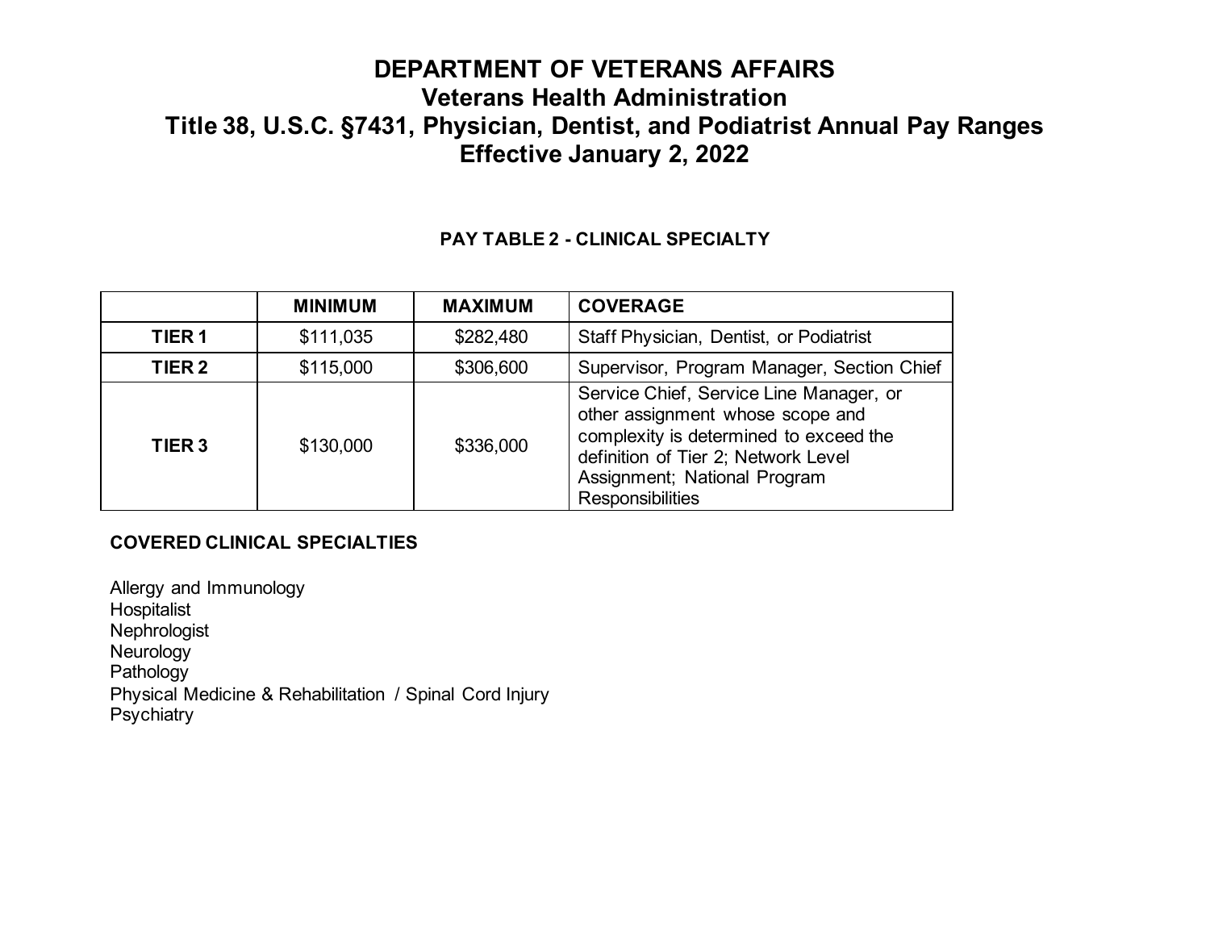# DEPARTMENT OF VETERANS AFFAIRS
## Veterans Health Administration
## Title 38, U.S.C. §7431, Physician, Dentist, and Podiatrist Annual Pay Ranges
## Effective January 2, 2022

### PAY TABLE 2 - CLINICAL SPECIALTY

| | MINIMUM | MAXIMUM | COVERAGE |
|---|---|---|---|
| **TIER 1** | $111,035 | $282,480 | Staff Physician, Dentist, or Podiatrist |
| **TIER 2** | $115,000 | $306,600 | Supervisor, Program Manager, Section Chief |
| **TIER 3** | $130,000 | $336,000 | Service Chief, Service Line Manager, or other assignment whose scope and complexity is determined to exceed the definition of Tier 2; Network Level Assignment; National Program Responsibilities |

**COVERED CLINICAL SPECIALTIES**

Allergy and Immunology
Hospitalist
Nephrologist
Neurology
Pathology
Physical Medicine & Rehabilitation / Spinal Cord Injury
Psychiatry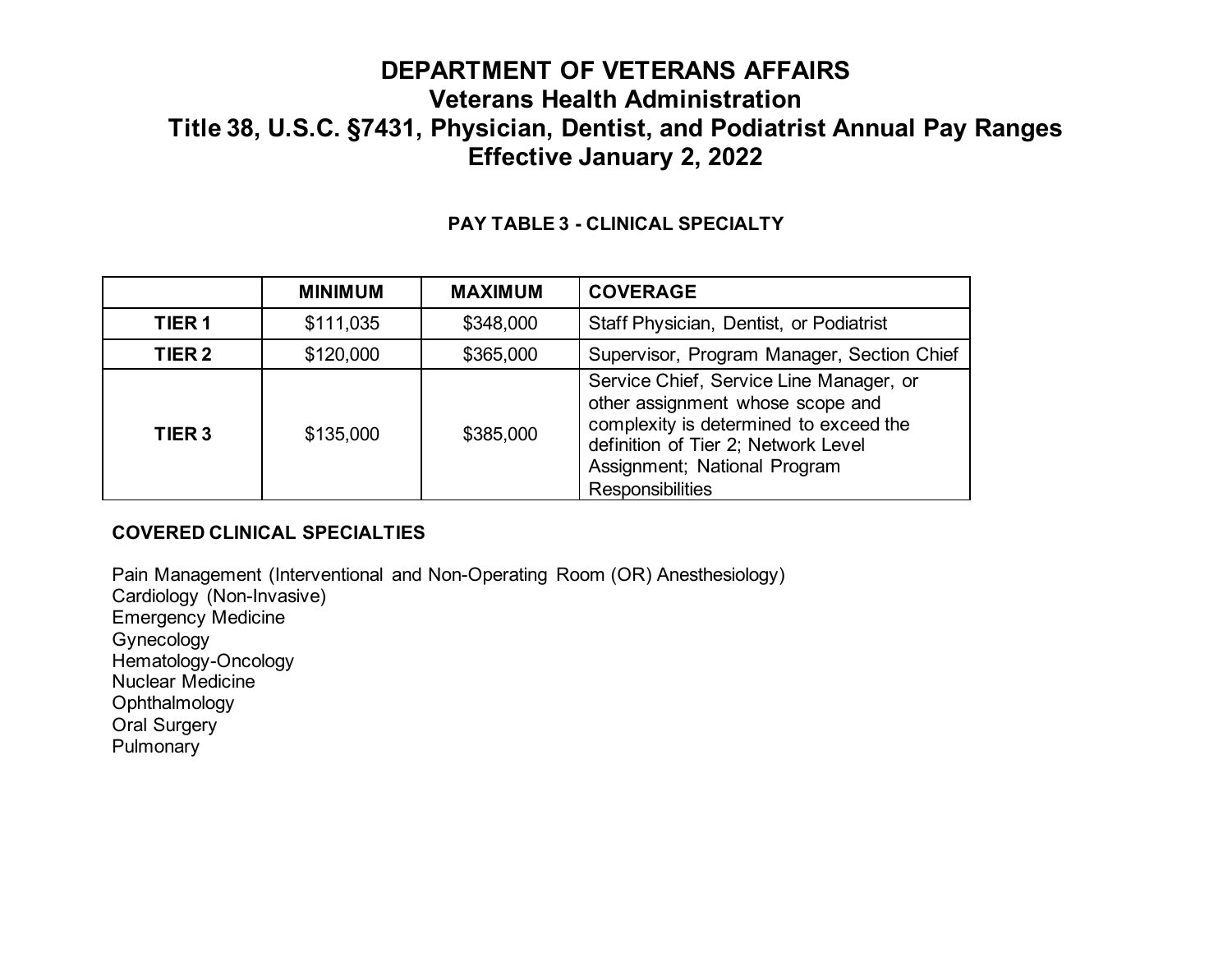# DEPARTMENT OF VETERANS AFFAIRS
## Veterans Health Administration
## Title 38, U.S.C. §7431, Physician, Dentist, and Podiatrist Annual Pay Ranges
## Effective January 2, 2022

### PAY TABLE 3 - CLINICAL SPECIALTY

| | MINIMUM | MAXIMUM | COVERAGE |
|---|---|---|---|
| **TIER 1** | $111,035 | $348,000 | Staff Physician, Dentist, or Podiatrist |
| **TIER 2** | $120,000 | $365,000 | Supervisor, Program Manager, Section Chief |
| **TIER 3** | $135,000 | $385,000 | Service Chief, Service Line Manager, or other assignment whose scope and complexity is determined to exceed the definition of Tier 2; Network Level Assignment; National Program Responsibilities |

**COVERED CLINICAL SPECIALTIES**

Pain Management (Interventional and Non-Operating Room (OR) Anesthesiology)
Cardiology (Non-Invasive)
Emergency Medicine
Gynecology
Hematology-Oncology
Nuclear Medicine
Ophthalmology
Oral Surgery
Pulmonary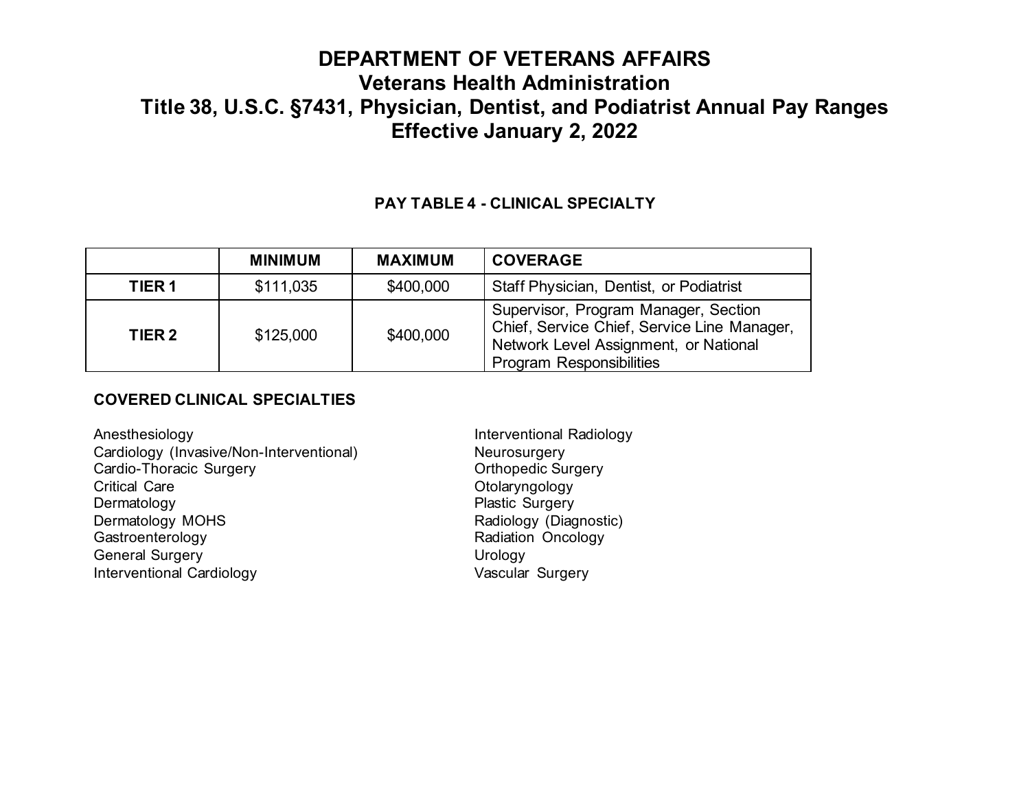# DEPARTMENT OF VETERANS AFFAIRS
## Veterans Health Administration
## Title 38, U.S.C. §7431, Physician, Dentist, and Podiatrist Annual Pay Ranges
## Effective January 2, 2022

### PAY TABLE 4 - CLINICAL SPECIALTY

| | MINIMUM | MAXIMUM | COVERAGE |
|---|---|---|---|
| **TIER 1** | $111,035 | $400,000 | Staff Physician, Dentist, or Podiatrist |
| **TIER 2** | $125,000 | $400,000 | Supervisor, Program Manager, Section Chief, Service Chief, Service Line Manager, Network Level Assignment, or National Program Responsibilities |

**COVERED CLINICAL SPECIALTIES**

Anesthesiology
Cardiology (Invasive/Non-Interventional)
Cardio-Thoracic Surgery
Critical Care
Dermatology
Dermatology MOHS
Gastroenterology
General Surgery
Interventional Cardiology
Interventional Radiology
Neurosurgery
Orthopedic Surgery
Otolaryngology
Plastic Surgery
Radiology (Diagnostic)
Radiation Oncology
Urology
Vascular Surgery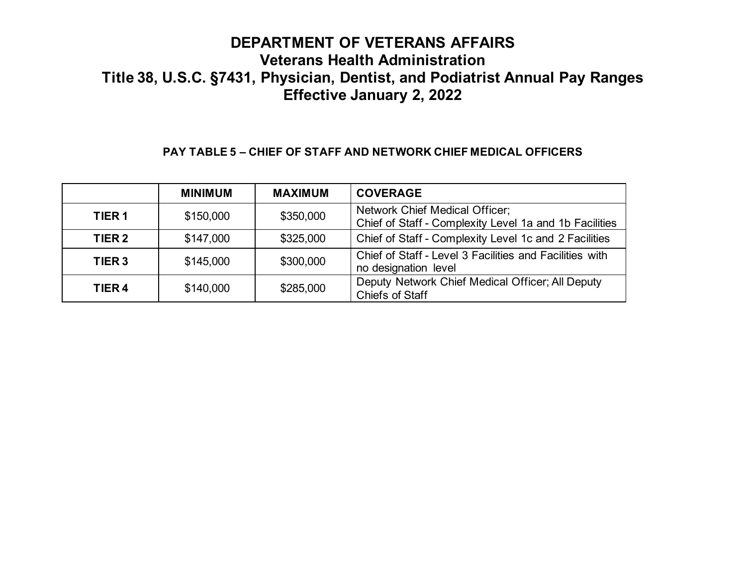# DEPARTMENT OF VETERANS AFFAIRS
## Veterans Health Administration
## Title 38, U.S.C. §7431, Physician, Dentist, and Podiatrist Annual Pay Ranges
## Effective January 2, 2022

### PAY TABLE 5 – CHIEF OF STAFF AND NETWORK CHIEF MEDICAL OFFICERS

| | MINIMUM | MAXIMUM | COVERAGE |
|---|---|---|---|
| **TIER 1** | $150,000 | $350,000 | Network Chief Medical Officer; Chief of Staff - Complexity Level 1a and 1b Facilities |
| **TIER 2** | $147,000 | $325,000 | Chief of Staff - Complexity Level 1c and 2 Facilities |
| **TIER 3** | $145,000 | $300,000 | Chief of Staff - Level 3 Facilities and Facilities with no designation level |
| **TIER 4** | $140,000 | $285,000 | Deputy Network Chief Medical Officer; All Deputy Chiefs of Staff |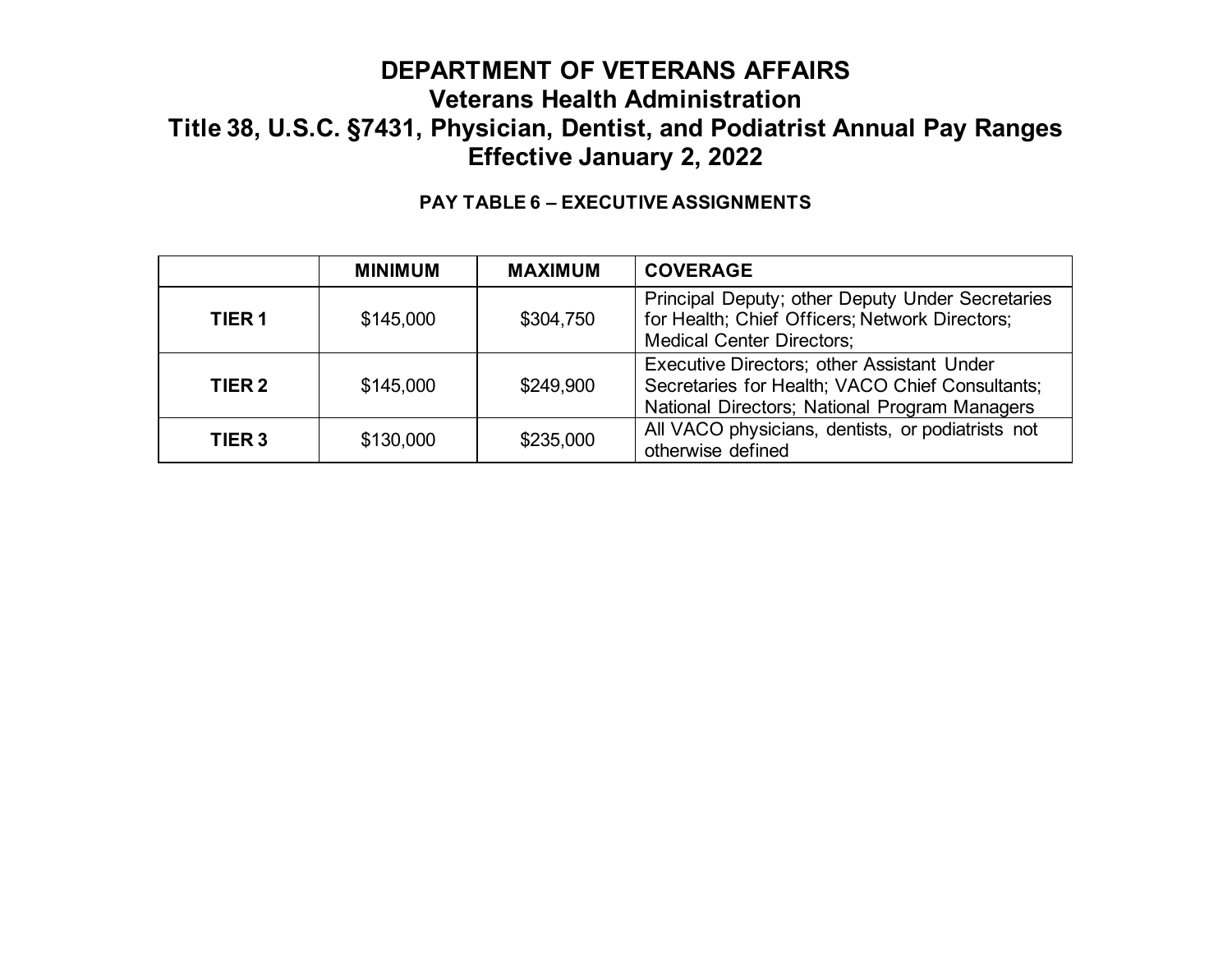# DEPARTMENT OF VETERANS AFFAIRS
## Veterans Health Administration
## Title 38, U.S.C. §7431, Physician, Dentist, and Podiatrist Annual Pay Ranges
## Effective January 2, 2022

### PAY TABLE 6 – EXECUTIVE ASSIGNMENTS

| | MINIMUM | MAXIMUM | COVERAGE |
|---|---|---|---|
| **TIER 1** | $145,000 | $304,750 | Principal Deputy; other Deputy Under Secretaries for Health; Chief Officers; Network Directors; Medical Center Directors; |
| **TIER 2** | $145,000 | $249,900 | Executive Directors; other Assistant Under Secretaries for Health; VACO Chief Consultants; National Directors; National Program Managers |
| **TIER 3** | $130,000 | $235,000 | All VACO physicians, dentists, or podiatrists not otherwise defined |